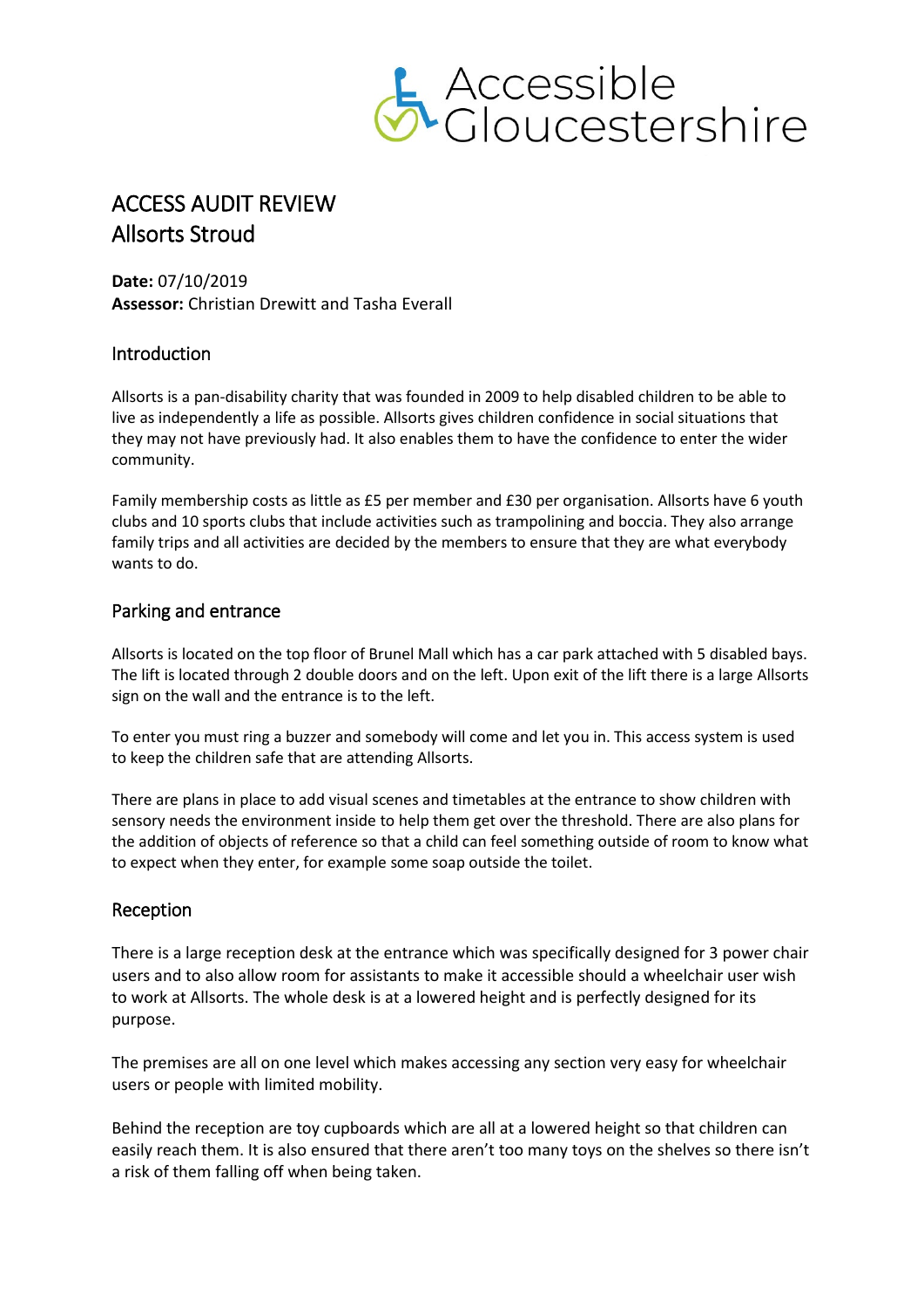Accessible Gloucestershire

# ACCESS AUDIT REVIEW
# Allsorts Stroud

**Date:** 07/10/2019
**Assessor:** Christian Drewitt and Tasha Everall

## Introduction

Allsorts is a pan-disability charity that was founded in 2009 to help disabled children to be able to live as independently a life as possible. Allsorts gives children confidence in social situations that they may not have previously had. It also enables them to have the confidence to enter the wider community.

Family membership costs as little as £5 per member and £30 per organisation. Allsorts have 6 youth clubs and 10 sports clubs that include activities such as trampolining and boccia. They also arrange family trips and all activities are decided by the members to ensure that they are what everybody wants to do.

## Parking and entrance

Allsorts is located on the top floor of Brunel Mall which has a car park attached with 5 disabled bays. The lift is located through 2 double doors and on the left. Upon exit of the lift there is a large Allsorts sign on the wall and the entrance is to the left.

To enter you must ring a buzzer and somebody will come and let you in. This access system is used to keep the children safe that are attending Allsorts.

There are plans in place to add visual scenes and timetables at the entrance to show children with sensory needs the environment inside to help them get over the threshold. There are also plans for the addition of objects of reference so that a child can feel something outside of room to know what to expect when they enter, for example some soap outside the toilet.

## Reception

There is a large reception desk at the entrance which was specifically designed for 3 power chair users and to also allow room for assistants to make it accessible should a wheelchair user wish to work at Allsorts. The whole desk is at a lowered height and is perfectly designed for its purpose.

The premises are all on one level which makes accessing any section very easy for wheelchair users or people with limited mobility.

Behind the reception are toy cupboards which are all at a lowered height so that children can easily reach them. It is also ensured that there aren't too many toys on the shelves so there isn't a risk of them falling off when being taken.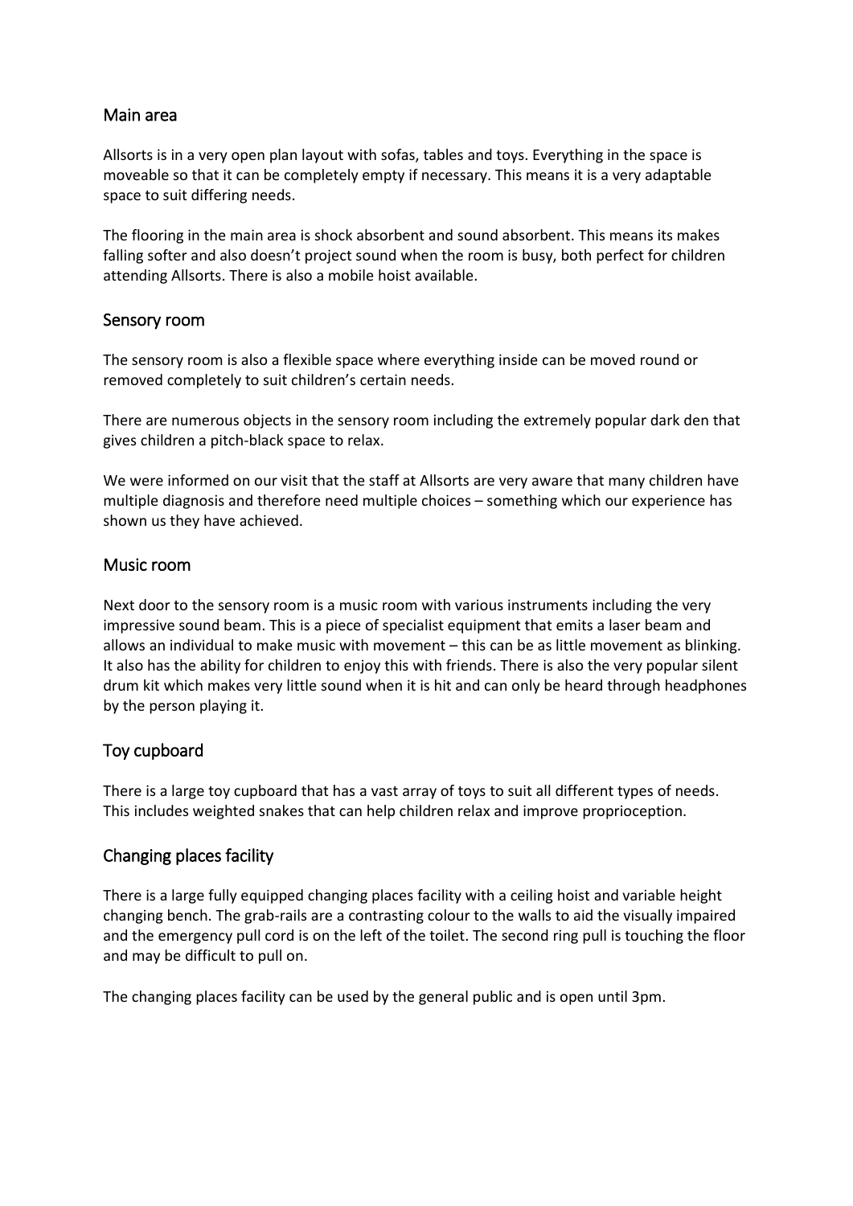## Main area

Allsorts is in a very open plan layout with sofas, tables and toys. Everything in the space is moveable so that it can be completely empty if necessary. This means it is a very adaptable space to suit differing needs.

The flooring in the main area is shock absorbent and sound absorbent. This means its makes falling softer and also doesn't project sound when the room is busy, both perfect for children attending Allsorts. There is also a mobile hoist available.

## Sensory room

The sensory room is also a flexible space where everything inside can be moved round or removed completely to suit children's certain needs.

There are numerous objects in the sensory room including the extremely popular dark den that gives children a pitch-black space to relax.

We were informed on our visit that the staff at Allsorts are very aware that many children have multiple diagnosis and therefore need multiple choices – something which our experience has shown us they have achieved.

## Music room

Next door to the sensory room is a music room with various instruments including the very impressive sound beam. This is a piece of specialist equipment that emits a laser beam and allows an individual to make music with movement – this can be as little movement as blinking. It also has the ability for children to enjoy this with friends. There is also the very popular silent drum kit which makes very little sound when it is hit and can only be heard through headphones by the person playing it.

## Toy cupboard

There is a large toy cupboard that has a vast array of toys to suit all different types of needs. This includes weighted snakes that can help children relax and improve proprioception.

## Changing places facility

There is a large fully equipped changing places facility with a ceiling hoist and variable height changing bench. The grab-rails are a contrasting colour to the walls to aid the visually impaired and the emergency pull cord is on the left of the toilet. The second ring pull is touching the floor and may be difficult to pull on.

The changing places facility can be used by the general public and is open until 3pm.